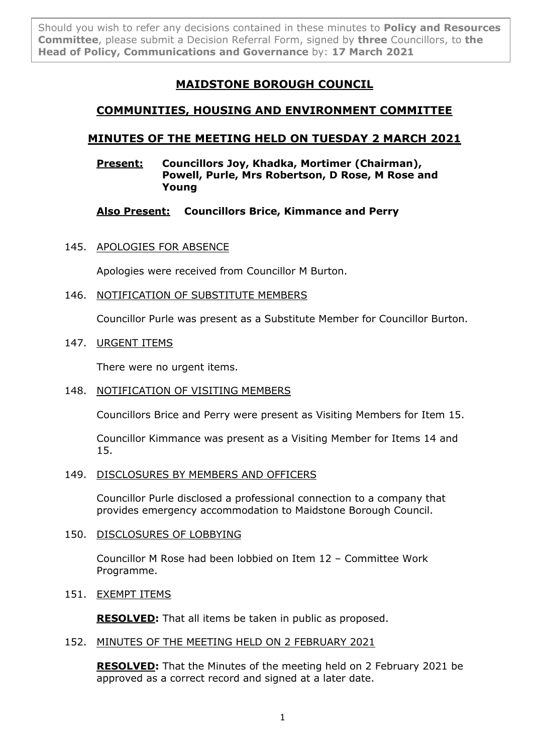Should you wish to refer any decisions contained in these minutes to **Policy and Resources Committee**, please submit a Decision Referral Form, signed by **three** Councillors, to **the Head of Policy, Communications and Governance** by: **17 March 2021**

# MAIDSTONE BOROUGH COUNCIL

# COMMUNITIES, HOUSING AND ENVIRONMENT COMMITTEE

## MINUTES OF THE MEETING HELD ON TUESDAY 2 MARCH 2021

**Present:** **Councillors Joy, Khadka, Mortimer (Chairman), Powell, Purle, Mrs Robertson, D Rose, M Rose and Young**

**Also Present:** **Councillors Brice, Kimmance and Perry**

145. APOLOGIES FOR ABSENCE

Apologies were received from Councillor M Burton.

146. NOTIFICATION OF SUBSTITUTE MEMBERS

Councillor Purle was present as a Substitute Member for Councillor Burton.

147. URGENT ITEMS

There were no urgent items.

148. NOTIFICATION OF VISITING MEMBERS

Councillors Brice and Perry were present as Visiting Members for Item 15.

Councillor Kimmance was present as a Visiting Member for Items 14 and 15.

149. DISCLOSURES BY MEMBERS AND OFFICERS

Councillor Purle disclosed a professional connection to a company that provides emergency accommodation to Maidstone Borough Council.

150. DISCLOSURES OF LOBBYING

Councillor M Rose had been lobbied on Item 12 – Committee Work Programme.

151. EXEMPT ITEMS

**RESOLVED:** That all items be taken in public as proposed.

152. MINUTES OF THE MEETING HELD ON 2 FEBRUARY 2021

**RESOLVED:** That the Minutes of the meeting held on 2 February 2021 be approved as a correct record and signed at a later date.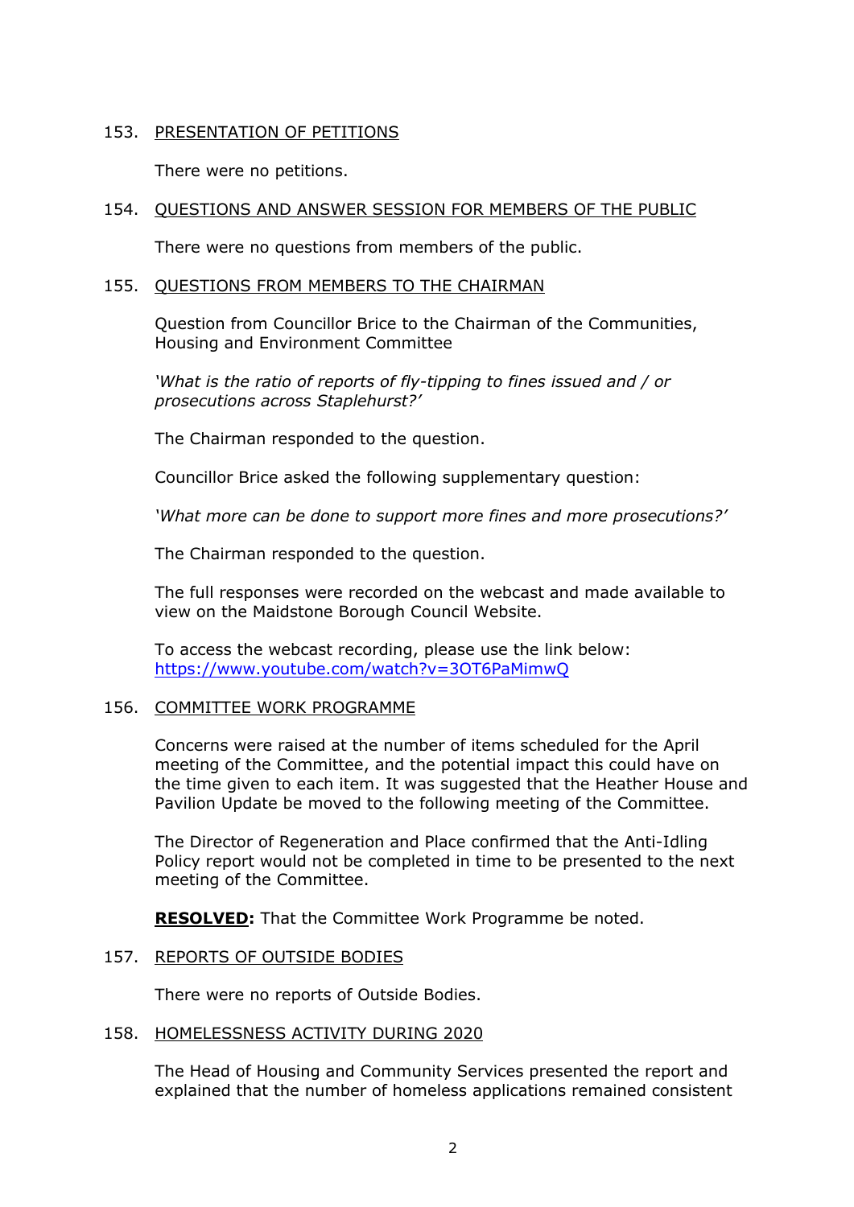## 153. PRESENTATION OF PETITIONS

There were no petitions.

## 154. QUESTIONS AND ANSWER SESSION FOR MEMBERS OF THE PUBLIC

There were no questions from members of the public.

## 155. QUESTIONS FROM MEMBERS TO THE CHAIRMAN

Question from Councillor Brice to the Chairman of the Communities, Housing and Environment Committee

*'What is the ratio of reports of fly-tipping to fines issued and / or prosecutions across Staplehurst?'*

The Chairman responded to the question.

Councillor Brice asked the following supplementary question:

*'What more can be done to support more fines and more prosecutions?'*

The Chairman responded to the question.

The full responses were recorded on the webcast and made available to view on the Maidstone Borough Council Website.

To access the webcast recording, please use the link below:
https://www.youtube.com/watch?v=3OT6PaMimwQ

## 156. COMMITTEE WORK PROGRAMME

Concerns were raised at the number of items scheduled for the April meeting of the Committee, and the potential impact this could have on the time given to each item. It was suggested that the Heather House and Pavilion Update be moved to the following meeting of the Committee.

The Director of Regeneration and Place confirmed that the Anti-Idling Policy report would not be completed in time to be presented to the next meeting of the Committee.

**RESOLVED:** That the Committee Work Programme be noted.

## 157. REPORTS OF OUTSIDE BODIES

There were no reports of Outside Bodies.

## 158. HOMELESSNESS ACTIVITY DURING 2020

The Head of Housing and Community Services presented the report and explained that the number of homeless applications remained consistent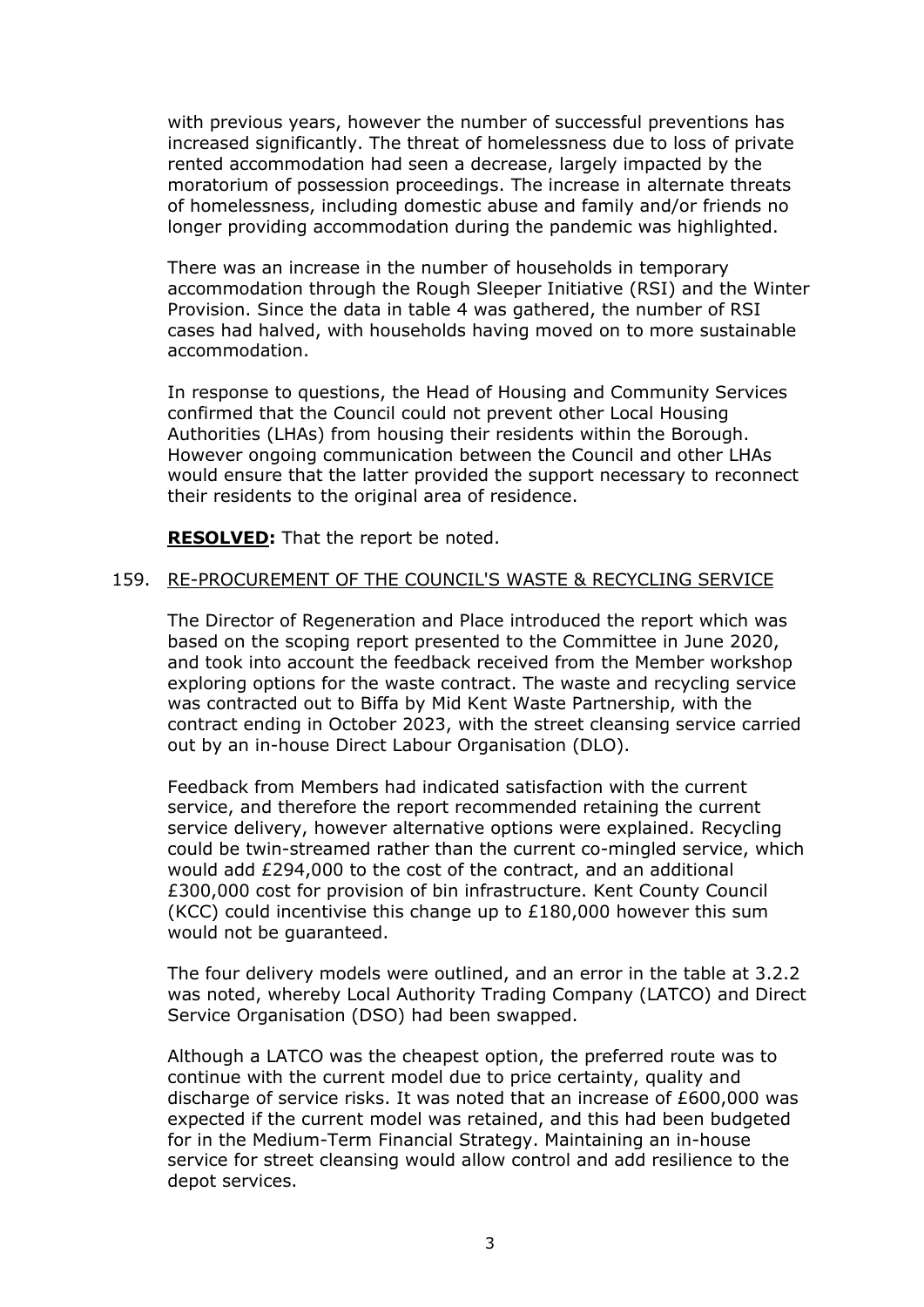with previous years, however the number of successful preventions has increased significantly. The threat of homelessness due to loss of private rented accommodation had seen a decrease, largely impacted by the moratorium of possession proceedings. The increase in alternate threats of homelessness, including domestic abuse and family and/or friends no longer providing accommodation during the pandemic was highlighted.

There was an increase in the number of households in temporary accommodation through the Rough Sleeper Initiative (RSI) and the Winter Provision. Since the data in table 4 was gathered, the number of RSI cases had halved, with households having moved on to more sustainable accommodation.

In response to questions, the Head of Housing and Community Services confirmed that the Council could not prevent other Local Housing Authorities (LHAs) from housing their residents within the Borough. However ongoing communication between the Council and other LHAs would ensure that the latter provided the support necessary to reconnect their residents to the original area of residence.

**RESOLVED:** That the report be noted.

159. RE-PROCUREMENT OF THE COUNCIL'S WASTE & RECYCLING SERVICE

The Director of Regeneration and Place introduced the report which was based on the scoping report presented to the Committee in June 2020, and took into account the feedback received from the Member workshop exploring options for the waste contract. The waste and recycling service was contracted out to Biffa by Mid Kent Waste Partnership, with the contract ending in October 2023, with the street cleansing service carried out by an in-house Direct Labour Organisation (DLO).

Feedback from Members had indicated satisfaction with the current service, and therefore the report recommended retaining the current service delivery, however alternative options were explained. Recycling could be twin-streamed rather than the current co-mingled service, which would add £294,000 to the cost of the contract, and an additional £300,000 cost for provision of bin infrastructure. Kent County Council (KCC) could incentivise this change up to £180,000 however this sum would not be guaranteed.

The four delivery models were outlined, and an error in the table at 3.2.2 was noted, whereby Local Authority Trading Company (LATCO) and Direct Service Organisation (DSO) had been swapped.

Although a LATCO was the cheapest option, the preferred route was to continue with the current model due to price certainty, quality and discharge of service risks. It was noted that an increase of £600,000 was expected if the current model was retained, and this had been budgeted for in the Medium-Term Financial Strategy. Maintaining an in-house service for street cleansing would allow control and add resilience to the depot services.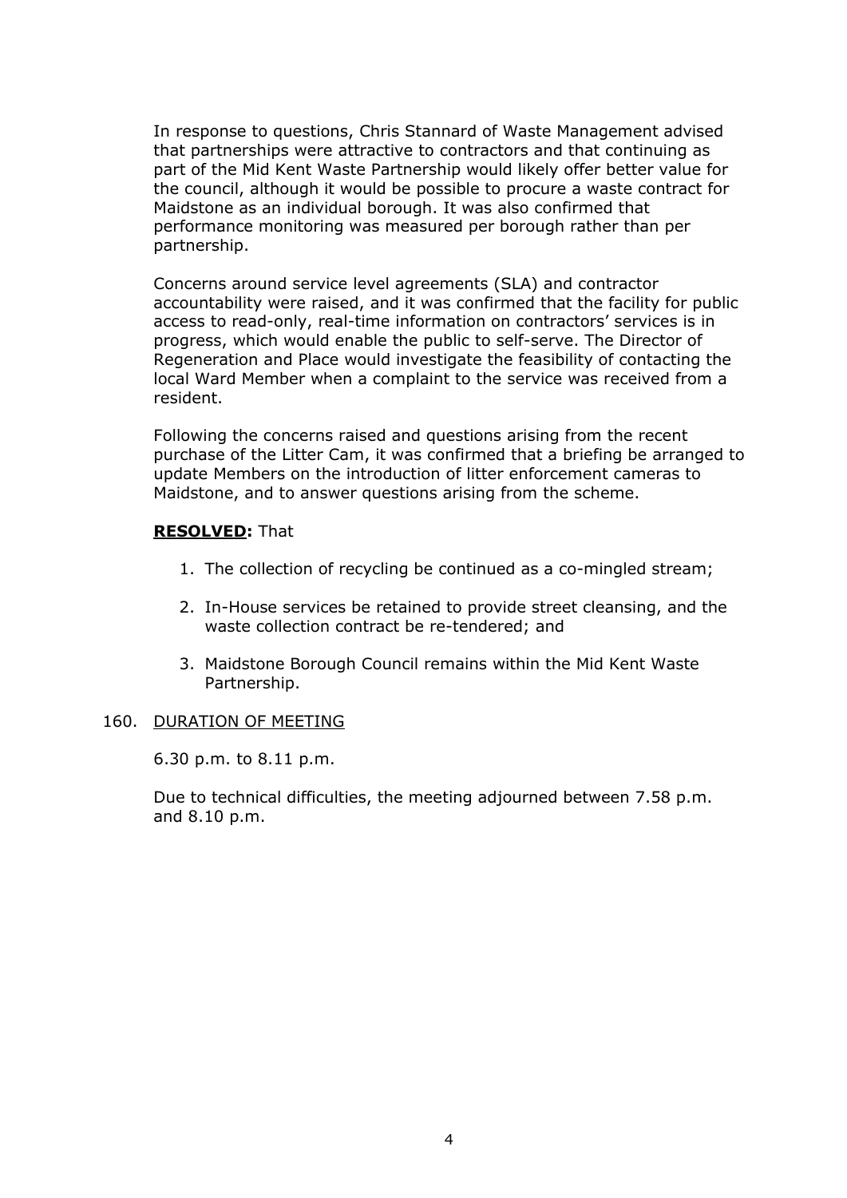In response to questions, Chris Stannard of Waste Management advised that partnerships were attractive to contractors and that continuing as part of the Mid Kent Waste Partnership would likely offer better value for the council, although it would be possible to procure a waste contract for Maidstone as an individual borough. It was also confirmed that performance monitoring was measured per borough rather than per partnership.

Concerns around service level agreements (SLA) and contractor accountability were raised, and it was confirmed that the facility for public access to read-only, real-time information on contractors' services is in progress, which would enable the public to self-serve. The Director of Regeneration and Place would investigate the feasibility of contacting the local Ward Member when a complaint to the service was received from a resident.

Following the concerns raised and questions arising from the recent purchase of the Litter Cam, it was confirmed that a briefing be arranged to update Members on the introduction of litter enforcement cameras to Maidstone, and to answer questions arising from the scheme.

**RESOLVED:** That

1. The collection of recycling be continued as a co-mingled stream;
2. In-House services be retained to provide street cleansing, and the waste collection contract be re-tendered; and
3. Maidstone Borough Council remains within the Mid Kent Waste Partnership.

160. DURATION OF MEETING

6.30 p.m. to 8.11 p.m.

Due to technical difficulties, the meeting adjourned between 7.58 p.m. and 8.10 p.m.